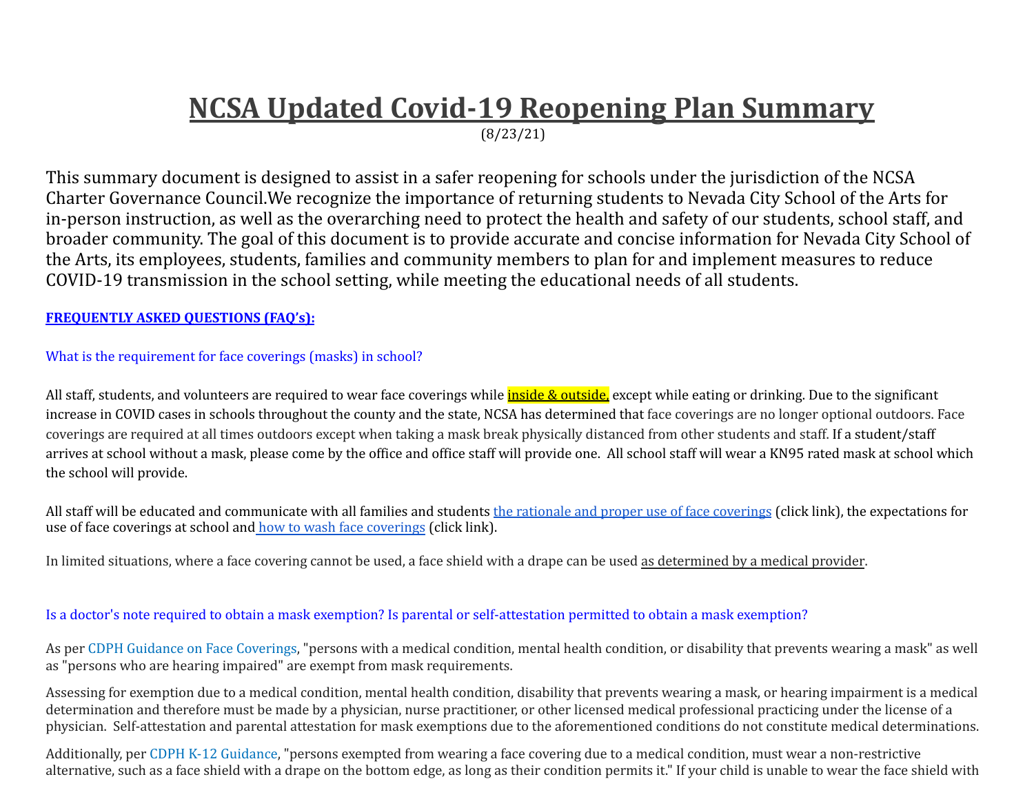# NCSA Updated Covid-19 Reopening Plan Summary

(8/23/21)

This summary document is designed to assist in a safer reopening for schools under the jurisdiction of the NCSA Charter Governance Council.We recognize the importance of returning students to Nevada City School of the Arts for in-person instruction, as well as the overarching need to protect the health and safety of our students, school staff, and broader community. The goal of this document is to provide accurate and concise information for Nevada City School of the Arts, its employees, students, families and community members to plan for and implement measures to reduce COVID-19 transmission in the school setting, while meeting the educational needs of all students.

**FREQUENTLY ASKED QUESTIONS (FAQ's):**

### What is the requirement for face coverings (masks) in school?

All staff, students, and volunteers are required to wear face coverings while inside & outside, except while eating or drinking. Due to the significant increase in COVID cases in schools throughout the county and the state, NCSA has determined that face coverings are no longer optional outdoors. Face coverings are required at all times outdoors except when taking a mask break physically distanced from other students and staff. If a student/staff arrives at school without a mask, please come by the office and office staff will provide one. All school staff will wear a KN95 rated mask at school which the school will provide.

All staff will be educated and communicate with all families and students the rationale and proper use of face coverings (click link), the expectations for use of face coverings at school and how to wash face coverings (click link).

In limited situations, where a face covering cannot be used, a face shield with a drape can be used as determined by a medical provider.

### Is a doctor's note required to obtain a mask exemption? Is parental or self-attestation permitted to obtain a mask exemption?

As per CDPH Guidance on Face Coverings, "persons with a medical condition, mental health condition, or disability that prevents wearing a mask" as well as "persons who are hearing impaired" are exempt from mask requirements.

Assessing for exemption due to a medical condition, mental health condition, disability that prevents wearing a mask, or hearing impairment is a medical determination and therefore must be made by a physician, nurse practitioner, or other licensed medical professional practicing under the license of a physician. Self-attestation and parental attestation for mask exemptions due to the aforementioned conditions do not constitute medical determinations.

Additionally, per CDPH K-12 Guidance, "persons exempted from wearing a face covering due to a medical condition, must wear a non-restrictive alternative, such as a face shield with a drape on the bottom edge, as long as their condition permits it." If your child is unable to wear the face shield with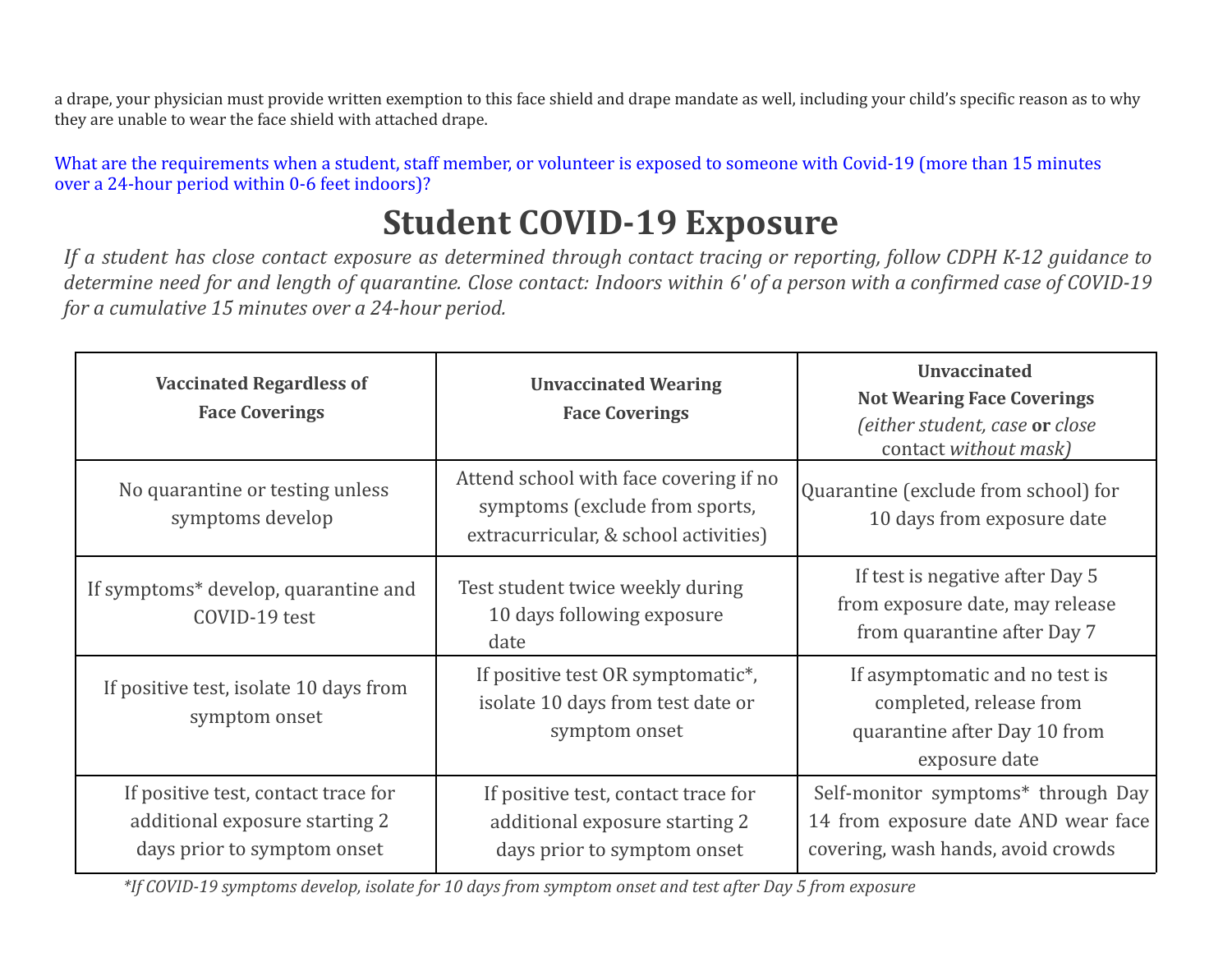a drape, your physician must provide written exemption to this face shield and drape mandate as well, including your child's specific reason as to why they are unable to wear the face shield with attached drape.

What are the requirements when a student, staff member, or volunteer is exposed to someone with Covid-19 (more than 15 minutes over a 24-hour period within 0-6 feet indoors)?

# Student COVID-19 Exposure

*If a student has close contact exposure as determined through contact tracing or reporting, follow CDPH K-12 guidance to determine need for and length of quarantine. Close contact: Indoors within 6' of a person with a confirmed case of COVID-19 for a cumulative 15 minutes over a 24-hour period.*

| **Vaccinated Regardless of Face Coverings** | **Unvaccinated Wearing Face Coverings** | **Unvaccinated Not Wearing Face Coverings** *(either student, case* **or** *close* contact *without mask)* |
|---|---|---|
| No quarantine or testing unless symptoms develop | Attend school with face covering if no symptoms (exclude from sports, extracurricular, & school activities) | Quarantine (exclude from school) for 10 days from exposure date |
| If symptoms* develop, quarantine and COVID-19 test | Test student twice weekly during 10 days following exposure date | If test is negative after Day 5 from exposure date, may release from quarantine after Day 7 |
| If positive test, isolate 10 days from symptom onset | If positive test OR symptomatic*, isolate 10 days from test date or symptom onset | If asymptomatic and no test is completed, release from quarantine after Day 10 from exposure date |
| If positive test, contact trace for additional exposure starting 2 days prior to symptom onset | If positive test, contact trace for additional exposure starting 2 days prior to symptom onset | Self-monitor symptoms* through Day 14 from exposure date AND wear face covering, wash hands, avoid crowds |

*\*If COVID-19 symptoms develop, isolate for 10 days from symptom onset and test after Day 5 from exposure*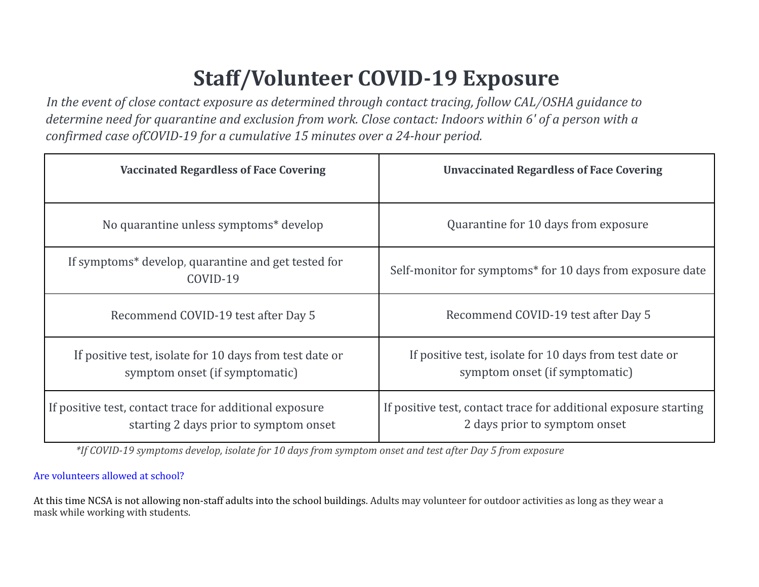# Staff/Volunteer COVID-19 Exposure

*In the event of close contact exposure as determined through contact tracing, follow CAL/OSHA guidance to determine need for quarantine and exclusion from work. Close contact: Indoors within 6' of a person with a confirmed case ofCOVID-19 for a cumulative 15 minutes over a 24-hour period.*

| Vaccinated Regardless of Face Covering | Unvaccinated Regardless of Face Covering |
|---|---|
| No quarantine unless symptoms* develop | Quarantine for 10 days from exposure |
| If symptoms* develop, quarantine and get tested for COVID-19 | Self-monitor for symptoms* for 10 days from exposure date |
| Recommend COVID-19 test after Day 5 | Recommend COVID-19 test after Day 5 |
| If positive test, isolate for 10 days from test date or symptom onset (if symptomatic) | If positive test, isolate for 10 days from test date or symptom onset (if symptomatic) |
| If positive test, contact trace for additional exposure starting 2 days prior to symptom onset | If positive test, contact trace for additional exposure starting 2 days prior to symptom onset |

*\*If COVID-19 symptoms develop, isolate for 10 days from symptom onset and test after Day 5 from exposure*

Are volunteers allowed at school?

At this time NCSA is not allowing non-staff adults into the school buildings. Adults may volunteer for outdoor activities as long as they wear a mask while working with students.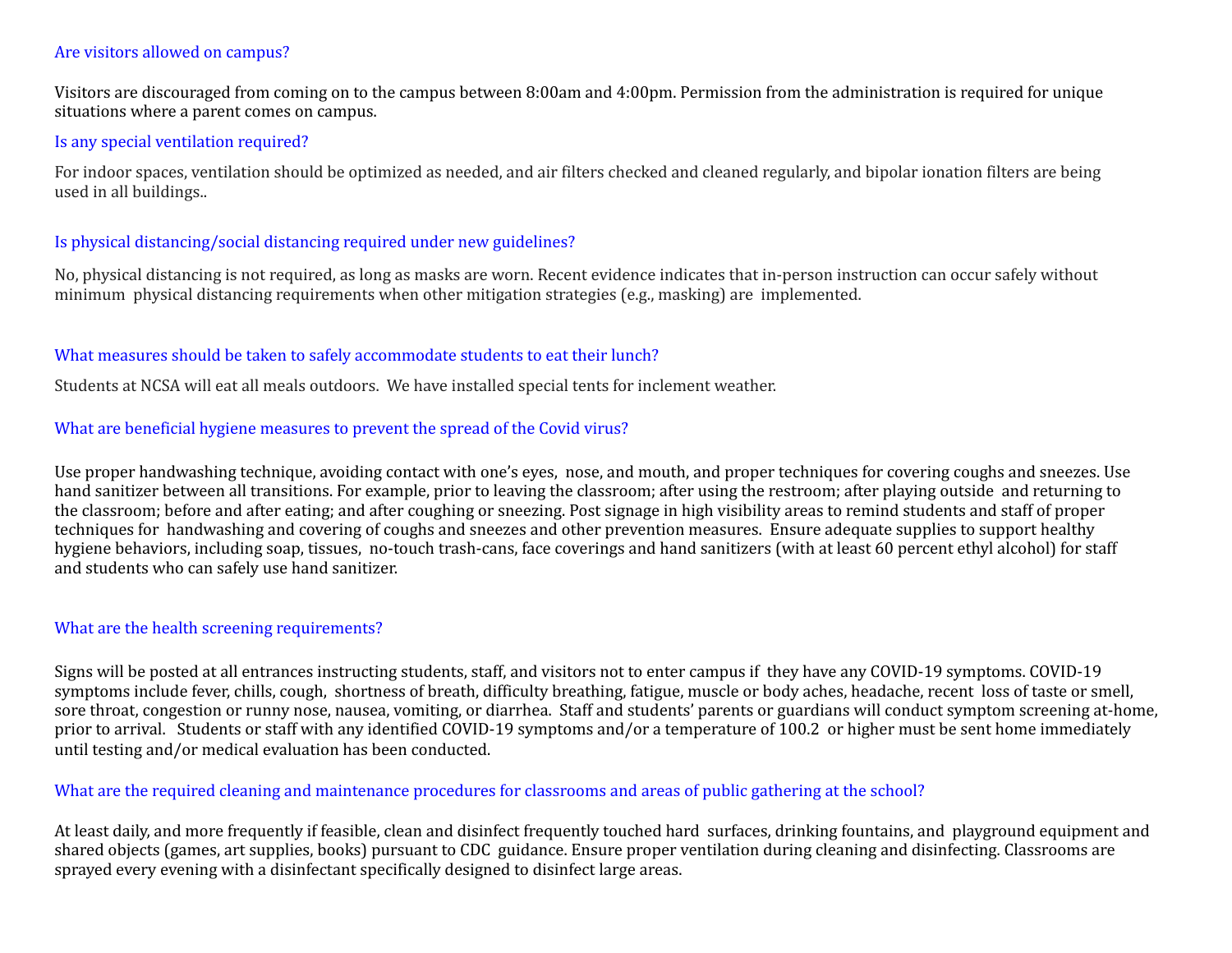### Are visitors allowed on campus?

Visitors are discouraged from coming on to the campus between 8:00am and 4:00pm. Permission from the administration is required for unique situations where a parent comes on campus.

### Is any special ventilation required?

For indoor spaces, ventilation should be optimized as needed, and air filters checked and cleaned regularly, and bipolar ionation filters are being used in all buildings..

### Is physical distancing/social distancing required under new guidelines?

No, physical distancing is not required, as long as masks are worn. Recent evidence indicates that in-person instruction can occur safely without minimum physical distancing requirements when other mitigation strategies (e.g., masking) are implemented.

### What measures should be taken to safely accommodate students to eat their lunch?

Students at NCSA will eat all meals outdoors. We have installed special tents for inclement weather.

### What are beneficial hygiene measures to prevent the spread of the Covid virus?

Use proper handwashing technique, avoiding contact with one's eyes, nose, and mouth, and proper techniques for covering coughs and sneezes. Use hand sanitizer between all transitions. For example, prior to leaving the classroom; after using the restroom; after playing outside and returning to the classroom; before and after eating; and after coughing or sneezing. Post signage in high visibility areas to remind students and staff of proper techniques for handwashing and covering of coughs and sneezes and other prevention measures. Ensure adequate supplies to support healthy hygiene behaviors, including soap, tissues, no-touch trash-cans, face coverings and hand sanitizers (with at least 60 percent ethyl alcohol) for staff and students who can safely use hand sanitizer.

### What are the health screening requirements?

Signs will be posted at all entrances instructing students, staff, and visitors not to enter campus if they have any COVID-19 symptoms. COVID-19 symptoms include fever, chills, cough, shortness of breath, difficulty breathing, fatigue, muscle or body aches, headache, recent loss of taste or smell, sore throat, congestion or runny nose, nausea, vomiting, or diarrhea. Staff and students' parents or guardians will conduct symptom screening at-home, prior to arrival. Students or staff with any identified COVID-19 symptoms and/or a temperature of 100.2 or higher must be sent home immediately until testing and/or medical evaluation has been conducted.

### What are the required cleaning and maintenance procedures for classrooms and areas of public gathering at the school?

At least daily, and more frequently if feasible, clean and disinfect frequently touched hard surfaces, drinking fountains, and playground equipment and shared objects (games, art supplies, books) pursuant to CDC guidance. Ensure proper ventilation during cleaning and disinfecting. Classrooms are sprayed every evening with a disinfectant specifically designed to disinfect large areas.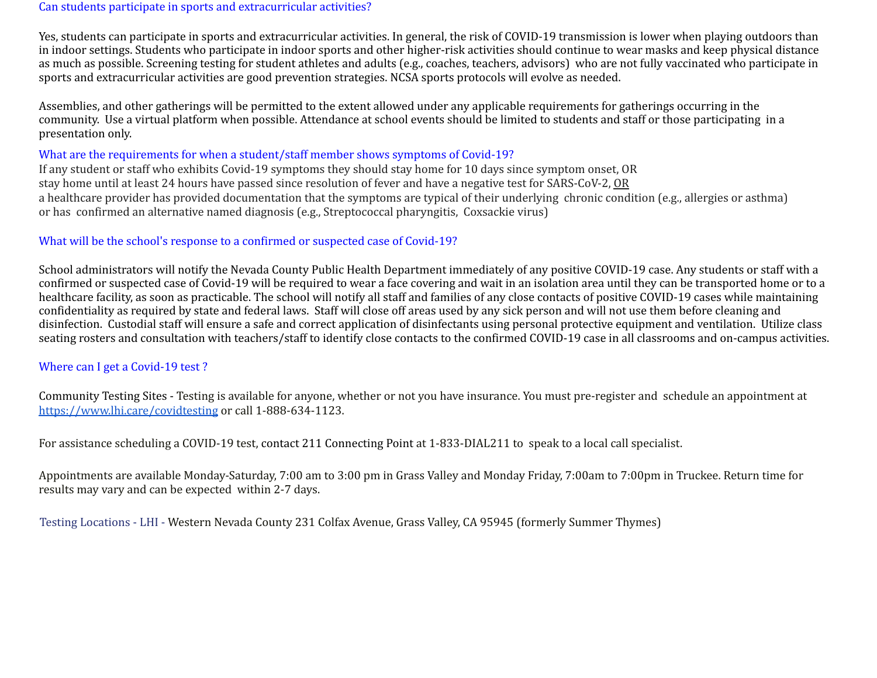## Can students participate in sports and extracurricular activities?

Yes, students can participate in sports and extracurricular activities. In general, the risk of COVID-19 transmission is lower when playing outdoors than in indoor settings. Students who participate in indoor sports and other higher-risk activities should continue to wear masks and keep physical distance as much as possible. Screening testing for student athletes and adults (e.g., coaches, teachers, advisors) who are not fully vaccinated who participate in sports and extracurricular activities are good prevention strategies. NCSA sports protocols will evolve as needed.

Assemblies, and other gatherings will be permitted to the extent allowed under any applicable requirements for gatherings occurring in the community. Use a virtual platform when possible. Attendance at school events should be limited to students and staff or those participating in a presentation only.

## What are the requirements for when a student/staff member shows symptoms of Covid-19?

If any student or staff who exhibits Covid-19 symptoms they should stay home for 10 days since symptom onset, OR
stay home until at least 24 hours have passed since resolution of fever and have a negative test for SARS-CoV-2, OR
a healthcare provider has provided documentation that the symptoms are typical of their underlying chronic condition (e.g., allergies or asthma) or has confirmed an alternative named diagnosis (e.g., Streptococcal pharyngitis, Coxsackie virus)

## What will be the school's response to a confirmed or suspected case of Covid-19?

School administrators will notify the Nevada County Public Health Department immediately of any positive COVID-19 case. Any students or staff with a confirmed or suspected case of Covid-19 will be required to wear a face covering and wait in an isolation area until they can be transported home or to a healthcare facility, as soon as practicable. The school will notify all staff and families of any close contacts of positive COVID-19 cases while maintaining confidentiality as required by state and federal laws. Staff will close off areas used by any sick person and will not use them before cleaning and disinfection. Custodial staff will ensure a safe and correct application of disinfectants using personal protective equipment and ventilation. Utilize class seating rosters and consultation with teachers/staff to identify close contacts to the confirmed COVID-19 case in all classrooms and on-campus activities.

## Where can I get a Covid-19 test ?

Community Testing Sites - Testing is available for anyone, whether or not you have insurance. You must pre-register and schedule an appointment at https://www.lhi.care/covidtesting or call 1-888-634-1123.

For assistance scheduling a COVID-19 test, contact 211 Connecting Point at 1-833-DIAL211 to speak to a local call specialist.

Appointments are available Monday-Saturday, 7:00 am to 3:00 pm in Grass Valley and Monday Friday, 7:00am to 7:00pm in Truckee. Return time for results may vary and can be expected within 2-7 days.

Testing Locations - LHI - Western Nevada County 231 Colfax Avenue, Grass Valley, CA 95945 (formerly Summer Thymes)